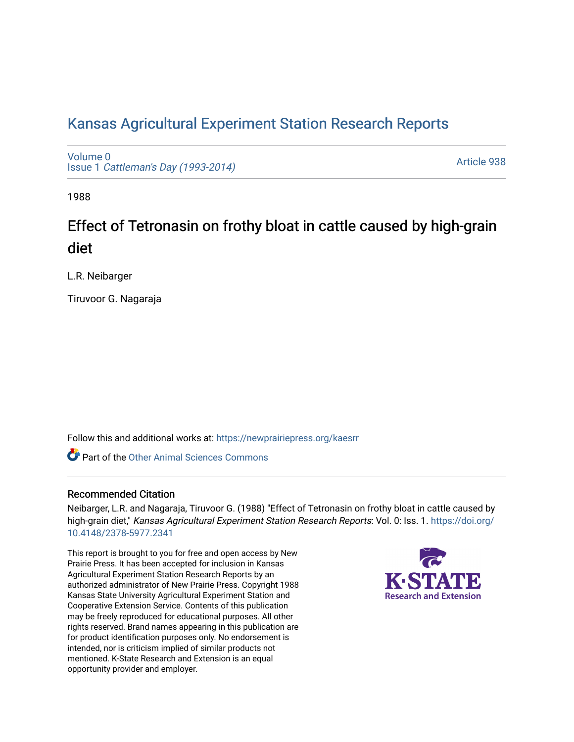# Kansas Agricultural Experiment Station Research Reports

Volume 0
Issue 1 *Cattleman's Day (1993-2014)*

Article 938

1988

## Effect of Tetronasin on frothy bloat in cattle caused by high-grain diet

L.R. Neibarger

Tiruvoor G. Nagaraja

Follow this and additional works at: https://newprairiepress.org/kaesrr

Part of the Other Animal Sciences Commons

### Recommended Citation

Neibarger, L.R. and Nagaraja, Tiruvoor G. (1988) "Effect of Tetronasin on frothy bloat in cattle caused by high-grain diet," *Kansas Agricultural Experiment Station Research Reports*: Vol. 0: Iss. 1. https://doi.org/10.4148/2378-5977.2341

This report is brought to you for free and open access by New Prairie Press. It has been accepted for inclusion in Kansas Agricultural Experiment Station Research Reports by an authorized administrator of New Prairie Press. Copyright 1988 Kansas State University Agricultural Experiment Station and Cooperative Extension Service. Contents of this publication may be freely reproduced for educational purposes. All other rights reserved. Brand names appearing in this publication are for product identification purposes only. No endorsement is intended, nor is criticism implied of similar products not mentioned. K-State Research and Extension is an equal opportunity provider and employer.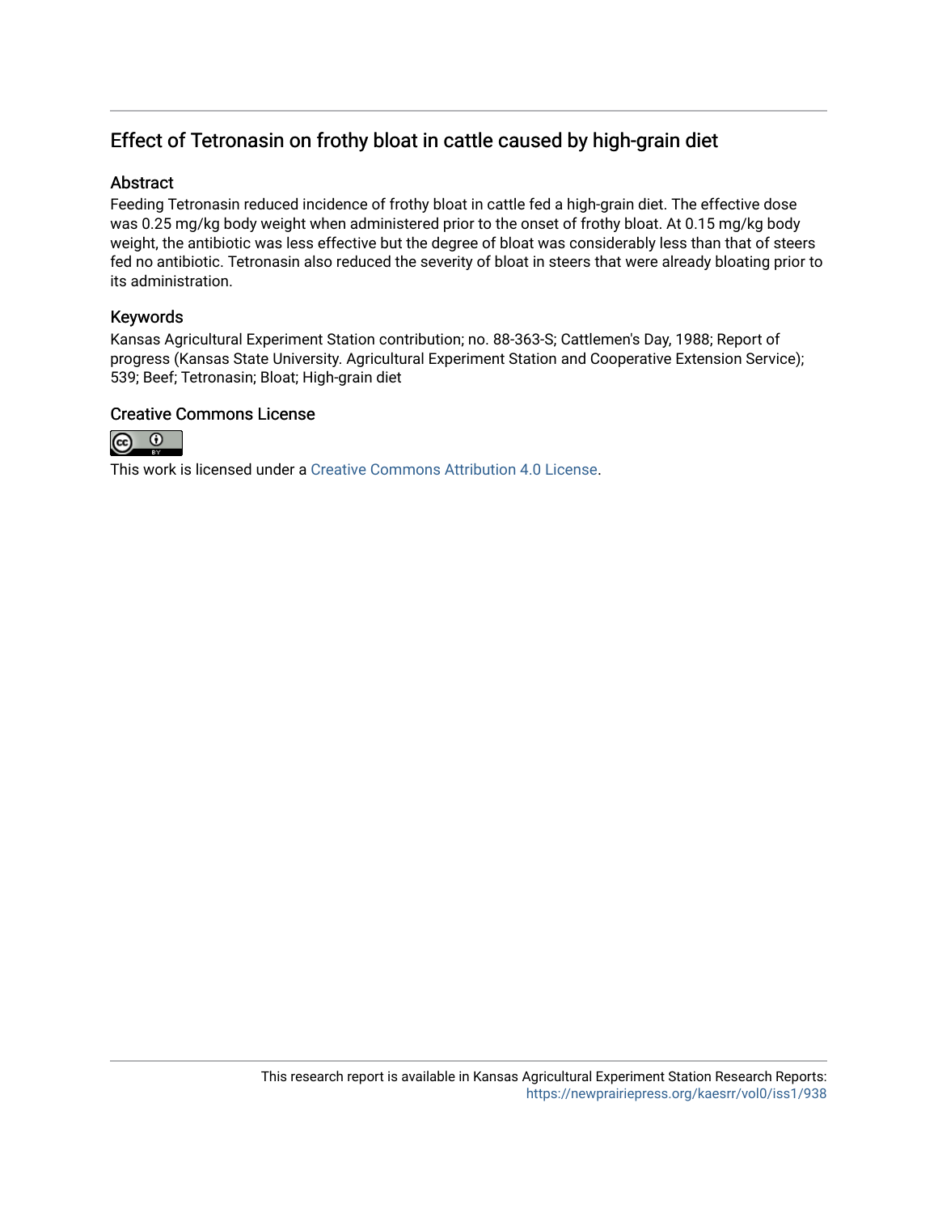# Effect of Tetronasin on frothy bloat in cattle caused by high-grain diet

## Abstract

Feeding Tetronasin reduced incidence of frothy bloat in cattle fed a high-grain diet. The effective dose was 0.25 mg/kg body weight when administered prior to the onset of frothy bloat. At 0.15 mg/kg body weight, the antibiotic was less effective but the degree of bloat was considerably less than that of steers fed no antibiotic. Tetronasin also reduced the severity of bloat in steers that were already bloating prior to its administration.

## Keywords

Kansas Agricultural Experiment Station contribution; no. 88-363-S; Cattlemen's Day, 1988; Report of progress (Kansas State University. Agricultural Experiment Station and Cooperative Extension Service); 539; Beef; Tetronasin; Bloat; High-grain diet

## Creative Commons License

This work is licensed under a Creative Commons Attribution 4.0 License.

This research report is available in Kansas Agricultural Experiment Station Research Reports: https://newprairiepress.org/kaesrr/vol0/iss1/938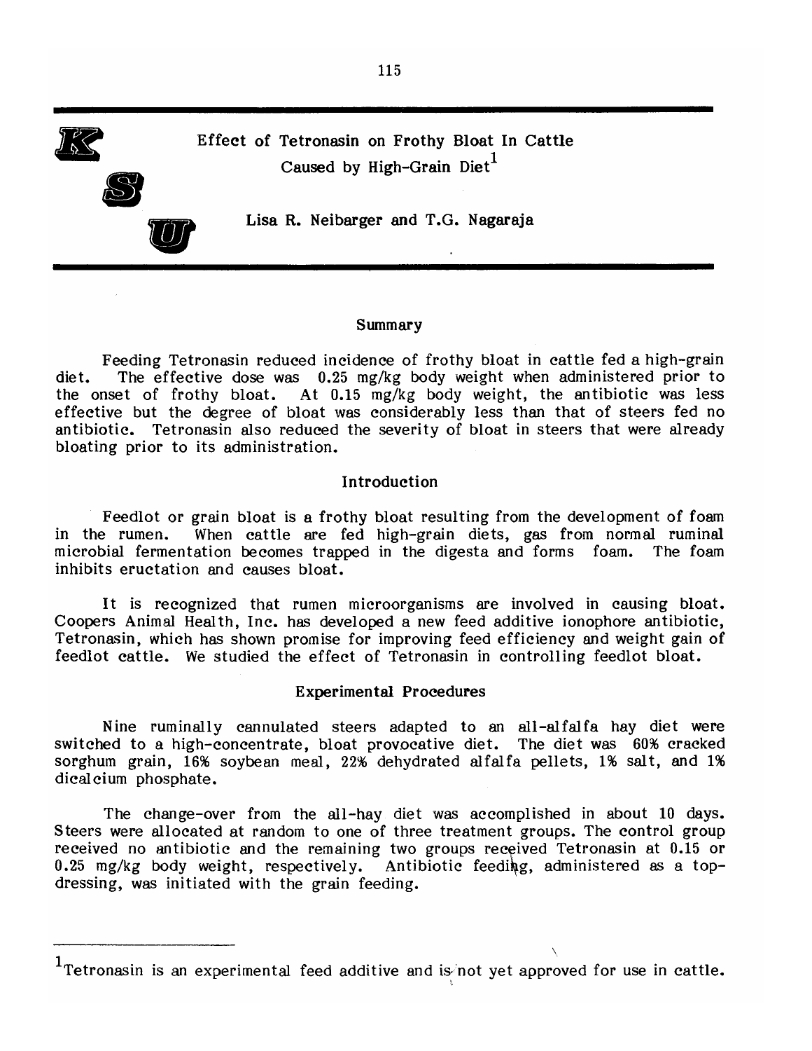# Effect of Tetronasin on Frothy Bloat In Cattle Caused by High-Grain Diet[1]

**Lisa R. Neibarger and T.G. Nagaraja**

## Summary

Feeding Tetronasin reduced incidence of frothy bloat in cattle fed a high-grain diet. The effective dose was 0.25 mg/kg body weight when administered prior to the onset of frothy bloat. At 0.15 mg/kg body weight, the antibiotic was less effective but the degree of bloat was considerably less than that of steers fed no antibiotic. Tetronasin also reduced the severity of bloat in steers that were already bloating prior to its administration.

## Introduction

Feedlot or grain bloat is a frothy bloat resulting from the development of foam in the rumen. When cattle are fed high-grain diets, gas from normal ruminal microbial fermentation becomes trapped in the digesta and forms foam. The foam inhibits eructation and causes bloat.

It is recognized that rumen microorganisms are involved in causing bloat. Coopers Animal Health, Inc. has developed a new feed additive ionophore antibiotic, Tetronasin, which has shown promise for improving feed efficiency and weight gain of feedlot cattle. We studied the effect of Tetronasin in controlling feedlot bloat.

## Experimental Procedures

Nine ruminally cannulated steers adapted to an all-alfalfa hay diet were switched to a high-concentrate, bloat provocative diet. The diet was 60% cracked sorghum grain, 16% soybean meal, 22% dehydrated alfalfa pellets, 1% salt, and 1% dicalcium phosphate.

The change-over from the all-hay diet was accomplished in about 10 days. Steers were allocated at random to one of three treatment groups. The control group received no antibiotic and the remaining two groups received Tetronasin at 0.15 or 0.25 mg/kg body weight, respectively. Antibiotic feeding, administered as a top-dressing, was initiated with the grain feeding.

---

[1] Tetronasin is an experimental feed additive and is not yet approved for use in cattle.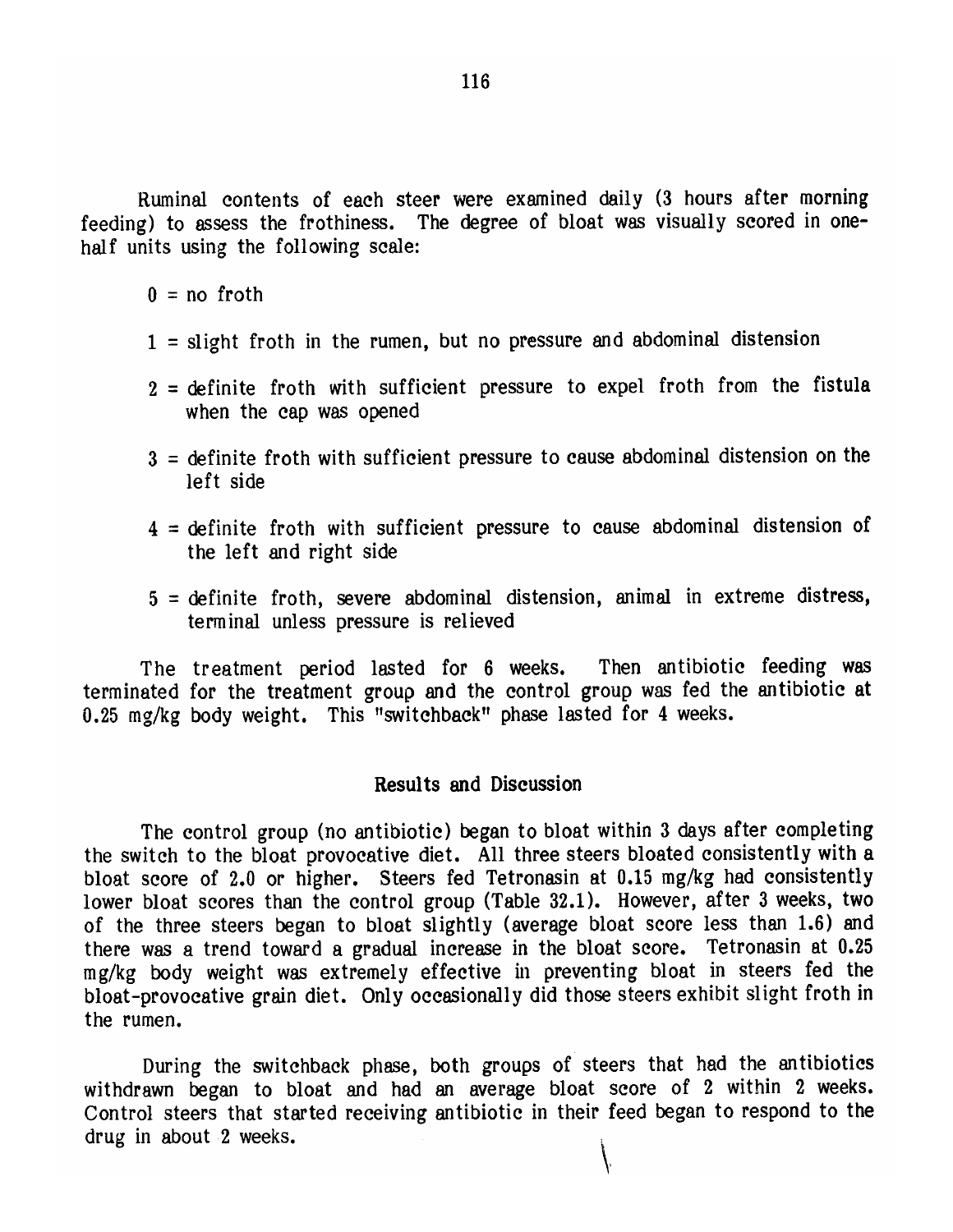Ruminal contents of each steer were examined daily (3 hours after morning feeding) to assess the frothiness. The degree of bloat was visually scored in one-half units using the following scale:

- 0 = no froth
- 1 = slight froth in the rumen, but no pressure and abdominal distension
- 2 = definite froth with sufficient pressure to expel froth from the fistula when the cap was opened
- 3 = definite froth with sufficient pressure to cause abdominal distension on the left side
- 4 = definite froth with sufficient pressure to cause abdominal distension of the left and right side
- 5 = definite froth, severe abdominal distension, animal in extreme distress, terminal unless pressure is relieved

The treatment period lasted for 6 weeks. Then antibiotic feeding was terminated for the treatment group and the control group was fed the antibiotic at 0.25 mg/kg body weight. This "switchback" phase lasted for 4 weeks.

## Results and Discussion

The control group (no antibiotic) began to bloat within 3 days after completing the switch to the bloat provocative diet. All three steers bloated consistently with a bloat score of 2.0 or higher. Steers fed Tetronasin at 0.15 mg/kg had consistently lower bloat scores than the control group (Table 32.1). However, after 3 weeks, two of the three steers began to bloat slightly (average bloat score less than 1.6) and there was a trend toward a gradual increase in the bloat score. Tetronasin at 0.25 mg/kg body weight was extremely effective in preventing bloat in steers fed the bloat-provocative grain diet. Only occasionally did those steers exhibit slight froth in the rumen.

During the switchback phase, both groups of steers that had the antibiotics withdrawn began to bloat and had an average bloat score of 2 within 2 weeks. Control steers that started receiving antibiotic in their feed began to respond to the drug in about 2 weeks.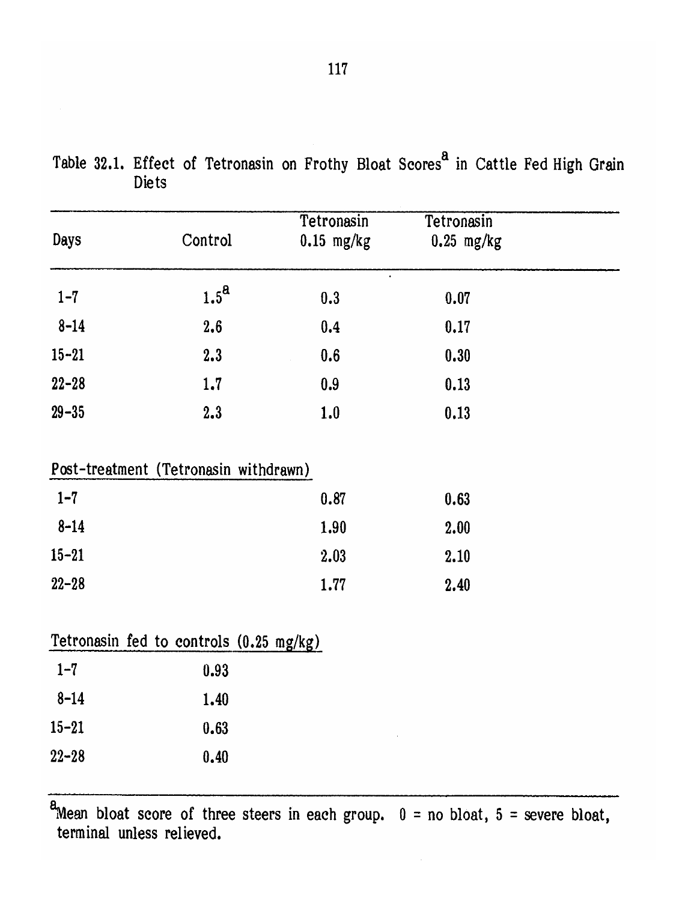Table 32.1. Effect of Tetronasin on Frothy Bloat Scores[a] in Cattle Fed High Grain Diets

| Days | Control | Tetronasin 0.15 mg/kg | Tetronasin 0.25 mg/kg |
|---|---|---|---|
| 1-7 | 1.5[a] | 0.3 | 0.07 |
| 8-14 | 2.6 | 0.4 | 0.17 |
| 15-21 | 2.3 | 0.6 | 0.30 |
| 22-28 | 1.7 | 0.9 | 0.13 |
| 29-35 | 2.3 | 1.0 | 0.13 |
| Post-treatment (Tetronasin withdrawn) | | | |
| 1-7 | | 0.87 | 0.63 |
| 8-14 | | 1.90 | 2.00 |
| 15-21 | | 2.03 | 2.10 |
| 22-28 | | 1.77 | 2.40 |
| Tetronasin fed to controls (0.25 mg/kg) | | | |
| 1-7 | 0.93 | | |
| 8-14 | 1.40 | | |
| 15-21 | 0.63 | | |
| 22-28 | 0.40 | | |

[a]Mean bloat score of three steers in each group. 0 = no bloat, 5 = severe bloat, terminal unless relieved.